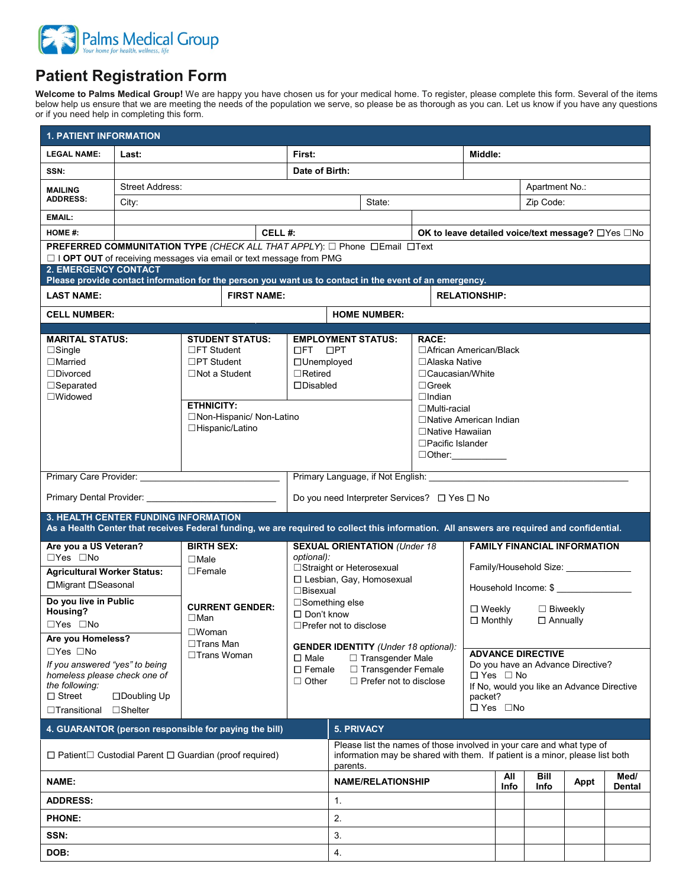Palms Medical Group
Your home for health, wellness, life

# Patient Registration Form

**Welcome to Palms Medical Group!** We are happy you have chosen us for your medical home. To register, please complete this form. Several of the items below help us ensure that we are meeting the needs of the population we serve, so please be as thorough as you can. Let us know if you have any questions or if you need help in completing this form.

## 1. PATIENT INFORMATION

| | | | |
|---|---|---|---|
| **LEGAL NAME:** | **Last:** | **First:** | **Middle:** |
| **SSN:** | | **Date of Birth:** | |
| **MAILING ADDRESS:** | Street Address: | | Apartment No.: |
| | City: | State: | Zip Code: |
| **EMAIL:** | | | |
| **HOME #:** | | **CELL #:** | **OK to leave detailed voice/text message?** ☐Yes ☐No |

**PREFERRED COMMUNITATION TYPE** *(CHECK ALL THAT APPLY)*: ☐ Phone ☐Email ☐Text

☐ I **OPT OUT** of receiving messages via email or text message from PMG

## 2. EMERGENCY CONTACT

**Please provide contact information for the person you want us to contact in the event of an emergency.**

| | | |
|---|---|---|
| **LAST NAME:** | **FIRST NAME:** | **RELATIONSHIP:** |
| **CELL NUMBER:** | **HOME NUMBER:** | |

**MARITAL STATUS:**
- ☐Single
- ☐Married
- ☐Divorced
- ☐Separated
- ☐Widowed

**STUDENT STATUS:**
- ☐FT Student
- ☐PT Student
- ☐Not a Student

**EMPLOYMENT STATUS:**
- ☐FT ☐PT
- ☐Unemployed
- ☐Retired
- ☐Disabled

**ETHNICITY:**
- ☐Non-Hispanic/ Non-Latino
- ☐Hispanic/Latino

**RACE:**
- ☐African American/Black
- ☐Alaska Native
- ☐Caucasian/White
- ☐Greek
- ☐Indian
- ☐Multi-racial
- ☐Native American Indian
- ☐Native Hawaiian
- ☐Pacific Islander
- ☐Other:___________

Primary Care Provider: ______________________

Primary Dental Provider: ______________________

Primary Language, if Not English: ______________________

Do you need Interpreter Services? ☐ Yes ☐ No

## 3. HEALTH CENTER FUNDING INFORMATION

**As a Health Center that receives Federal funding, we are required to collect this information. All answers are required and confidential.**

**Are you a US Veteran?**
☐Yes ☐No

**Agricultural Worker Status:**
☐Migrant ☐Seasonal

**Do you live in Public Housing?**
☐Yes ☐No

**Are you Homeless?**
☐Yes ☐No

*If you answered "yes" to being homeless please check one of the following:*
☐ Street ☐Doubling Up
☐Transitional ☐Shelter

**BIRTH SEX:**
- ☐Male
- ☐Female

**CURRENT GENDER:**
- ☐Man
- ☐Woman
- ☐Trans Man
- ☐Trans Woman

**SEXUAL ORIENTATION** *(Under 18 optional):*
- ☐Straight or Heterosexual
- ☐ Lesbian, Gay, Homosexual
- ☐Bisexual
- ☐Something else
- ☐ Don't know
- ☐Prefer not to disclose

**GENDER IDENTITY** *(Under 18 optional):*
- ☐ Male ☐ Transgender Male
- ☐ Female ☐ Transgender Female
- ☐ Other ☐ Prefer not to disclose

**FAMILY FINANCIAL INFORMATION**

Family/Household Size: _____________

Household Income: $ ______________

☐ Weekly ☐ Biweekly
☐ Monthly ☐ Annually

**ADVANCE DIRECTIVE**

Do you have an Advance Directive?
☐ Yes ☐ No

If No, would you like an Advance Directive packet?
☐ Yes ☐No

## 4. GUARANTOR (person responsible for paying the bill)

☐ Patient☐ Custodial Parent ☐ Guardian (proof required)

| | |
|---|---|
| **NAME:** | |
| **ADDRESS:** | |
| **PHONE:** | |
| **SSN:** | |
| **DOB:** | |

## 5. PRIVACY

Please list the names of those involved in your care and what type of information may be shared with them. If patient is a minor, please list both parents.

| NAME/RELATIONSHIP | All Info | Bill Info | Appt | Med/ Dental |
|---|---|---|---|---|
| 1. | | | | |
| 2. | | | | |
| 3. | | | | |
| 4. | | | | |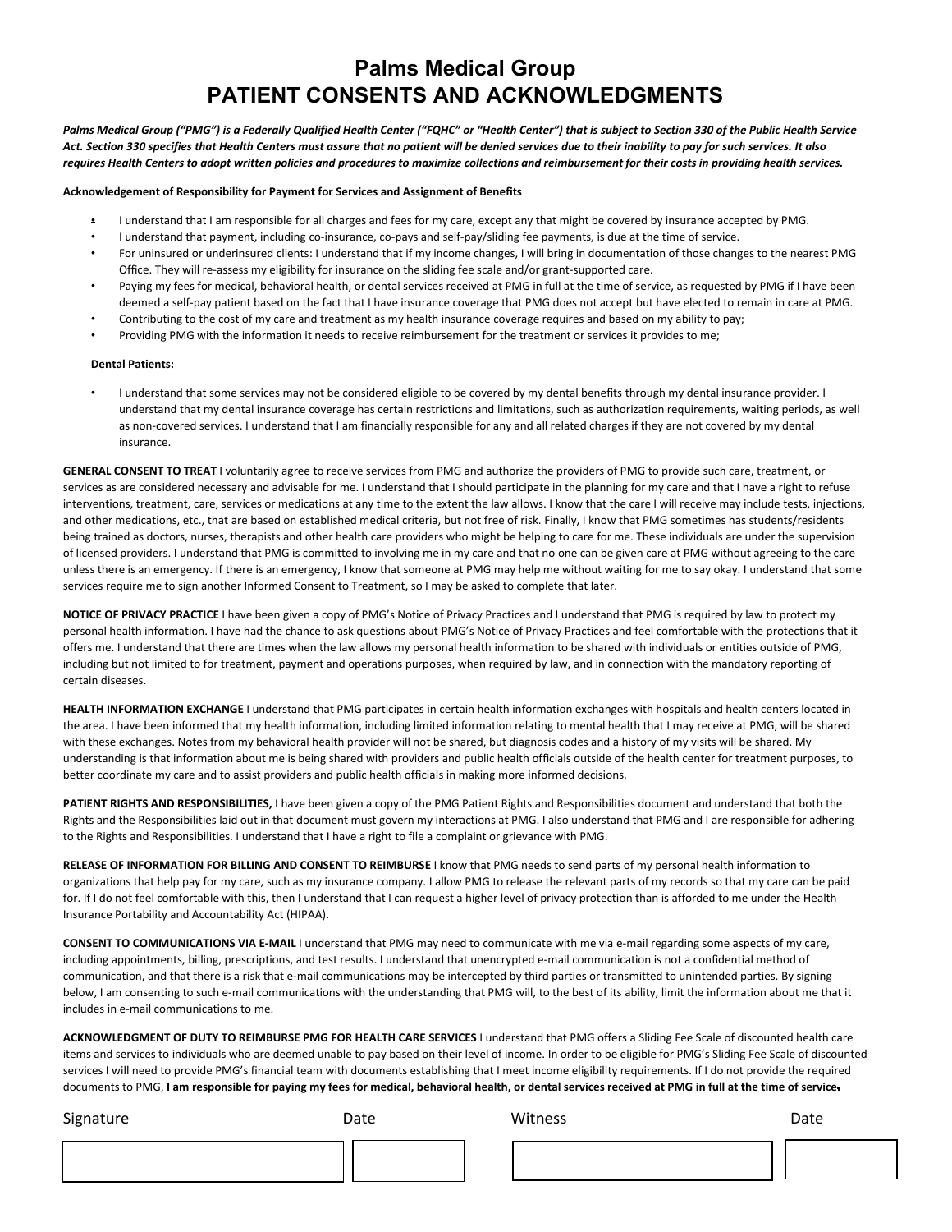# Palms Medical Group
# PATIENT CONSENTS AND ACKNOWLEDGMENTS

*Palms Medical Group ("PMG") is a Federally Qualified Health Center ("FQHC" or "Health Center") that is subject to Section 330 of the Public Health Service Act. Section 330 specifies that Health Centers must assure that no patient will be denied services due to their inability to pay for such services. It also requires Health Centers to adopt written policies and procedures to maximize collections and reimbursement for their costs in providing health services.*

**Acknowledgement of Responsibility for Payment for Services and Assignment of Benefits**

- I understand that I am responsible for all charges and fees for my care, except any that might be covered by insurance accepted by PMG.
- I understand that payment, including co-insurance, co-pays and self-pay/sliding fee payments, is due at the time of service.
- For uninsured or underinsured clients: I understand that if my income changes, I will bring in documentation of those changes to the nearest PMG Office. They will re-assess my eligibility for insurance on the sliding fee scale and/or grant-supported care.
- Paying my fees for medical, behavioral health, or dental services received at PMG in full at the time of service, as requested by PMG if I have been deemed a self-pay patient based on the fact that I have insurance coverage that PMG does not accept but have elected to remain in care at PMG.
- Contributing to the cost of my care and treatment as my health insurance coverage requires and based on my ability to pay;
- Providing PMG with the information it needs to receive reimbursement for the treatment or services it provides to me;

**Dental Patients:**

- I understand that some services may not be considered eligible to be covered by my dental benefits through my dental insurance provider. I understand that my dental insurance coverage has certain restrictions and limitations, such as authorization requirements, waiting periods, as well as non-covered services. I understand that I am financially responsible for any and all related charges if they are not covered by my dental insurance.

**GENERAL CONSENT TO TREAT** I voluntarily agree to receive services from PMG and authorize the providers of PMG to provide such care, treatment, or services as are considered necessary and advisable for me. I understand that I should participate in the planning for my care and that I have a right to refuse interventions, treatment, care, services or medications at any time to the extent the law allows. I know that the care I will receive may include tests, injections, and other medications, etc., that are based on established medical criteria, but not free of risk. Finally, I know that PMG sometimes has students/residents being trained as doctors, nurses, therapists and other health care providers who might be helping to care for me. These individuals are under the supervision of licensed providers. I understand that PMG is committed to involving me in my care and that no one can be given care at PMG without agreeing to the care unless there is an emergency. If there is an emergency, I know that someone at PMG may help me without waiting for me to say okay. I understand that some services require me to sign another Informed Consent to Treatment, so I may be asked to complete that later.

**NOTICE OF PRIVACY PRACTICE** I have been given a copy of PMG's Notice of Privacy Practices and I understand that PMG is required by law to protect my personal health information. I have had the chance to ask questions about PMG's Notice of Privacy Practices and feel comfortable with the protections that it offers me. I understand that there are times when the law allows my personal health information to be shared with individuals or entities outside of PMG, including but not limited to for treatment, payment and operations purposes, when required by law, and in connection with the mandatory reporting of certain diseases.

**HEALTH INFORMATION EXCHANGE** I understand that PMG participates in certain health information exchanges with hospitals and health centers located in the area. I have been informed that my health information, including limited information relating to mental health that I may receive at PMG, will be shared with these exchanges. Notes from my behavioral health provider will not be shared, but diagnosis codes and a history of my visits will be shared. My understanding is that information about me is being shared with providers and public health officials outside of the health center for treatment purposes, to better coordinate my care and to assist providers and public health officials in making more informed decisions.

**PATIENT RIGHTS AND RESPONSIBILITIES,** I have been given a copy of the PMG Patient Rights and Responsibilities document and understand that both the Rights and the Responsibilities laid out in that document must govern my interactions at PMG. I also understand that PMG and I are responsible for adhering to the Rights and Responsibilities. I understand that I have a right to file a complaint or grievance with PMG.

**RELEASE OF INFORMATION FOR BILLING AND CONSENT TO REIMBURSE** I know that PMG needs to send parts of my personal health information to organizations that help pay for my care, such as my insurance company. I allow PMG to release the relevant parts of my records so that my care can be paid for. If I do not feel comfortable with this, then I understand that I can request a higher level of privacy protection than is afforded to me under the Health Insurance Portability and Accountability Act (HIPAA).

**CONSENT TO COMMUNICATIONS VIA E-MAIL** I understand that PMG may need to communicate with me via e-mail regarding some aspects of my care, including appointments, billing, prescriptions, and test results. I understand that unencrypted e-mail communication is not a confidential method of communication, and that there is a risk that e-mail communications may be intercepted by third parties or transmitted to unintended parties. By signing below, I am consenting to such e-mail communications with the understanding that PMG will, to the best of its ability, limit the information about me that it includes in e-mail communications to me.

**ACKNOWLEDGMENT OF DUTY TO REIMBURSE PMG FOR HEALTH CARE SERVICES** I understand that PMG offers a Sliding Fee Scale of discounted health care items and services to individuals who are deemed unable to pay based on their level of income. In order to be eligible for PMG's Sliding Fee Scale of discounted services I will need to provide PMG's financial team with documents establishing that I meet income eligibility requirements. If I do not provide the required documents to PMG, **I am responsible for paying my fees for medical, behavioral health, or dental services received at PMG in full at the time of service.**

| Signature | Date | Witness | Date |
| --- | --- | --- | --- |
| | | | |